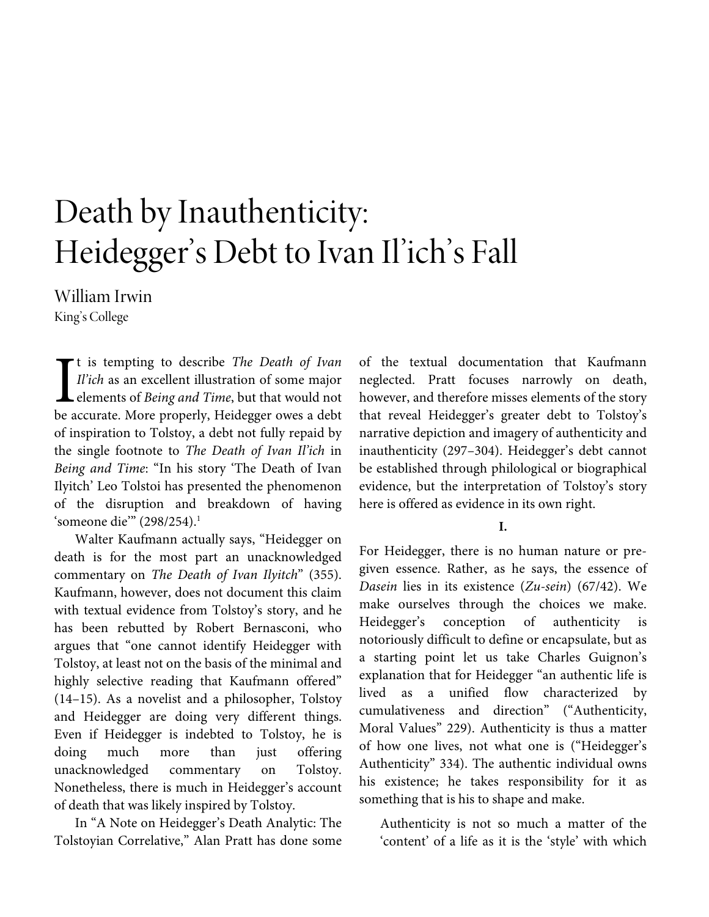# Death by Inauthenticity: Heidegger's Debt to Ivan Il'ich's Fall

William Irwin
King's College

It is tempting to describe *The Death of Ivan Il'ich* as an excellent illustration of some major elements of *Being and Time*, but that would not be accurate. More properly, Heidegger owes a debt of inspiration to Tolstoy, a debt not fully repaid by the single footnote to *The Death of Ivan Il'ich* in *Being and Time*: "In his story 'The Death of Ivan Ilyitch' Leo Tolstoi has presented the phenomenon of the disruption and breakdown of having 'someone die'" (298/254).[1]

Walter Kaufmann actually says, "Heidegger on death is for the most part an unacknowledged commentary on *The Death of Ivan Ilyitch*" (355). Kaufmann, however, does not document this claim with textual evidence from Tolstoy's story, and he has been rebutted by Robert Bernasconi, who argues that "one cannot identify Heidegger with Tolstoy, at least not on the basis of the minimal and highly selective reading that Kaufmann offered" (14–15). As a novelist and a philosopher, Tolstoy and Heidegger are doing very different things. Even if Heidegger is indebted to Tolstoy, he is doing much more than just offering unacknowledged commentary on Tolstoy. Nonetheless, there is much in Heidegger's account of death that was likely inspired by Tolstoy.

In "A Note on Heidegger's Death Analytic: The Tolstoyian Correlative," Alan Pratt has done some of the textual documentation that Kaufmann neglected. Pratt focuses narrowly on death, however, and therefore misses elements of the story that reveal Heidegger's greater debt to Tolstoy's narrative depiction and imagery of authenticity and inauthenticity (297–304). Heidegger's debt cannot be established through philological or biographical evidence, but the interpretation of Tolstoy's story here is offered as evidence in its own right.

## I.

For Heidegger, there is no human nature or pre-given essence. Rather, as he says, the essence of *Dasein* lies in its existence (*Zu-sein*) (67/42). We make ourselves through the choices we make. Heidegger's conception of authenticity is notoriously difficult to define or encapsulate, but as a starting point let us take Charles Guignon's explanation that for Heidegger "an authentic life is lived as a unified flow characterized by cumulativeness and direction" ("Authenticity, Moral Values" 229). Authenticity is thus a matter of how one lives, not what one is ("Heidegger's Authenticity" 334). The authentic individual owns his existence; he takes responsibility for it as something that is his to shape and make.

> Authenticity is not so much a matter of the 'content' of a life as it is the 'style' with which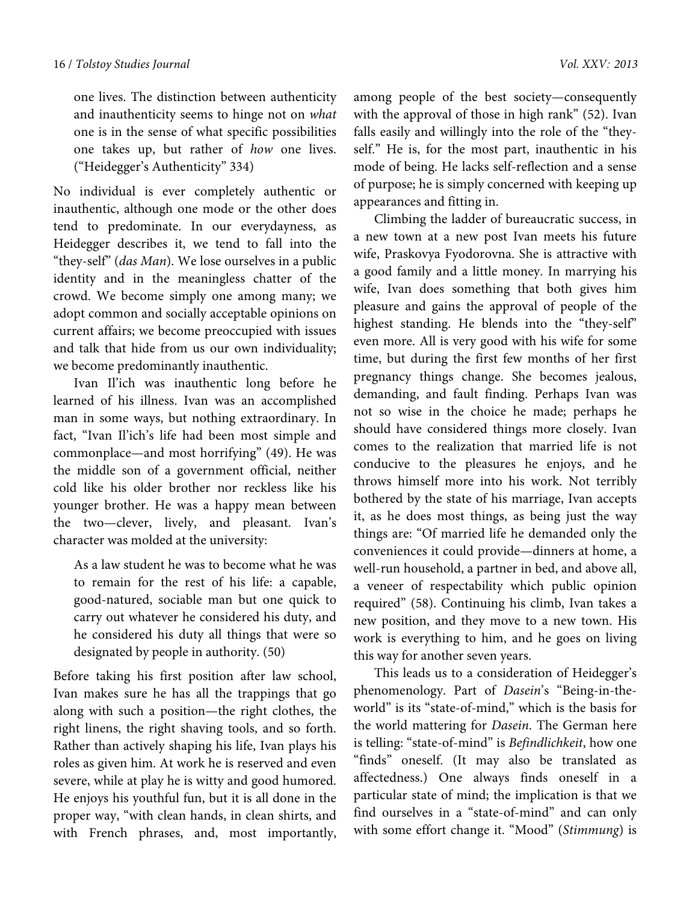one lives. The distinction between authenticity and inauthenticity seems to hinge not on *what* one is in the sense of what specific possibilities one takes up, but rather of *how* one lives. ("Heidegger's Authenticity" 334)

No individual is ever completely authentic or inauthentic, although one mode or the other does tend to predominate. In our everydayness, as Heidegger describes it, we tend to fall into the "they-self" (*das Man*). We lose ourselves in a public identity and in the meaningless chatter of the crowd. We become simply one among many; we adopt common and socially acceptable opinions on current affairs; we become preoccupied with issues and talk that hide from us our own individuality; we become predominantly inauthentic.

Ivan Il'ich was inauthentic long before he learned of his illness. Ivan was an accomplished man in some ways, but nothing extraordinary. In fact, "Ivan Il'ich's life had been most simple and commonplace—and most horrifying" (49). He was the middle son of a government official, neither cold like his older brother nor reckless like his younger brother. He was a happy mean between the two—clever, lively, and pleasant. Ivan's character was molded at the university:

> As a law student he was to become what he was to remain for the rest of his life: a capable, good-natured, sociable man but one quick to carry out whatever he considered his duty, and he considered his duty all things that were so designated by people in authority. (50)

Before taking his first position after law school, Ivan makes sure he has all the trappings that go along with such a position—the right clothes, the right linens, the right shaving tools, and so forth. Rather than actively shaping his life, Ivan plays his roles as given him. At work he is reserved and even severe, while at play he is witty and good humored. He enjoys his youthful fun, but it is all done in the proper way, "with clean hands, in clean shirts, and with French phrases, and, most importantly, among people of the best society—consequently with the approval of those in high rank" (52). Ivan falls easily and willingly into the role of the "they-self." He is, for the most part, inauthentic in his mode of being. He lacks self-reflection and a sense of purpose; he is simply concerned with keeping up appearances and fitting in.

Climbing the ladder of bureaucratic success, in a new town at a new post Ivan meets his future wife, Praskovya Fyodorovna. She is attractive with a good family and a little money. In marrying his wife, Ivan does something that both gives him pleasure and gains the approval of people of the highest standing. He blends into the "they-self" even more. All is very good with his wife for some time, but during the first few months of her first pregnancy things change. She becomes jealous, demanding, and fault finding. Perhaps Ivan was not so wise in the choice he made; perhaps he should have considered things more closely. Ivan comes to the realization that married life is not conducive to the pleasures he enjoys, and he throws himself more into his work. Not terribly bothered by the state of his marriage, Ivan accepts it, as he does most things, as being just the way things are: "Of married life he demanded only the conveniences it could provide—dinners at home, a well-run household, a partner in bed, and above all, a veneer of respectability which public opinion required" (58). Continuing his climb, Ivan takes a new position, and they move to a new town. His work is everything to him, and he goes on living this way for another seven years.

This leads us to a consideration of Heidegger's phenomenology. Part of *Dasein*'s "Being-in-the-world" is its "state-of-mind," which is the basis for the world mattering for *Dasein*. The German here is telling: "state-of-mind" is *Befindlichkeit*, how one "finds" oneself. (It may also be translated as affectedness.) One always finds oneself in a particular state of mind; the implication is that we find ourselves in a "state-of-mind" and can only with some effort change it. "Mood" (*Stimmung*) is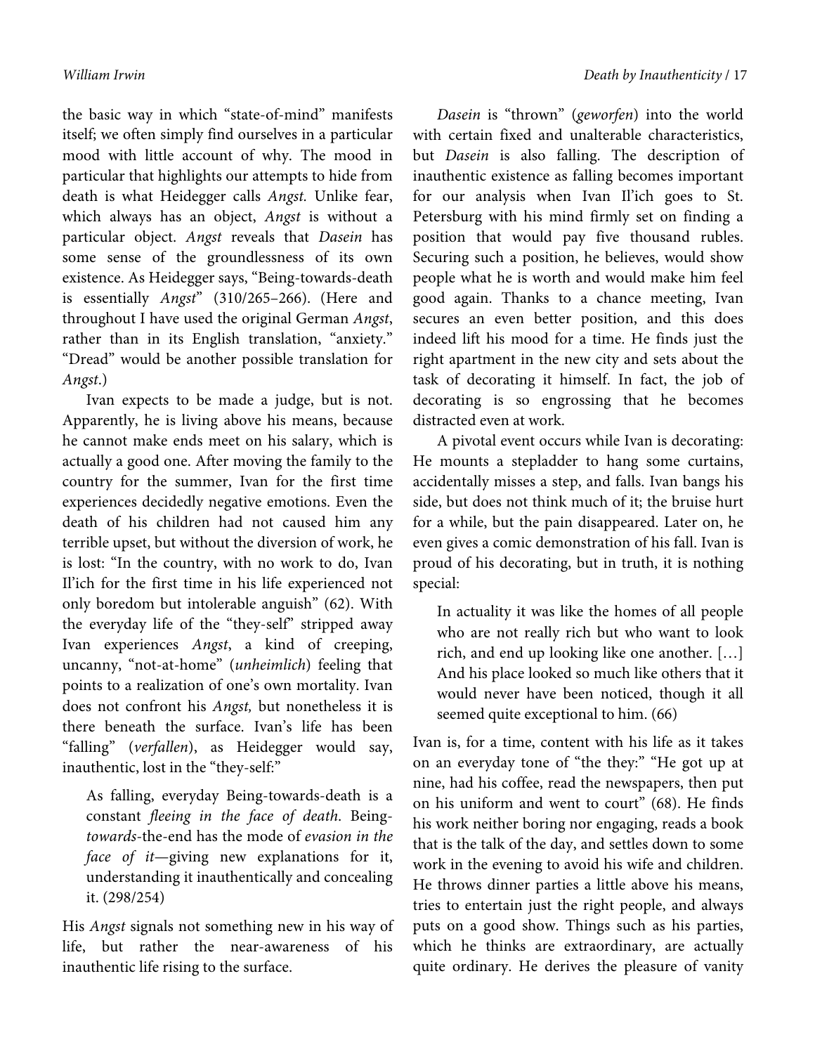the basic way in which "state-of-mind" manifests itself; we often simply find ourselves in a particular mood with little account of why. The mood in particular that highlights our attempts to hide from death is what Heidegger calls *Angst.* Unlike fear, which always has an object, *Angst* is without a particular object. *Angst* reveals that *Dasein* has some sense of the groundlessness of its own existence. As Heidegger says, "Being-towards-death is essentially *Angst*" (310/265–266). (Here and throughout I have used the original German *Angst*, rather than in its English translation, "anxiety." "Dread" would be another possible translation for *Angst*.)

Ivan expects to be made a judge, but is not. Apparently, he is living above his means, because he cannot make ends meet on his salary, which is actually a good one. After moving the family to the country for the summer, Ivan for the first time experiences decidedly negative emotions. Even the death of his children had not caused him any terrible upset, but without the diversion of work, he is lost: "In the country, with no work to do, Ivan Il'ich for the first time in his life experienced not only boredom but intolerable anguish" (62). With the everyday life of the "they-self" stripped away Ivan experiences *Angst*, a kind of creeping, uncanny, "not-at-home" (*unheimlich*) feeling that points to a realization of one's own mortality. Ivan does not confront his *Angst,* but nonetheless it is there beneath the surface. Ivan's life has been "falling" (*verfallen*), as Heidegger would say, inauthentic, lost in the "they-self:"

> As falling, everyday Being-towards-death is a constant *fleeing in the face of death*. Being-*towards*-the-end has the mode of *evasion in the face of it*—giving new explanations for it, understanding it inauthentically and concealing it. (298/254)

His *Angst* signals not something new in his way of life, but rather the near-awareness of his inauthentic life rising to the surface.

*Dasein* is "thrown" (*geworfen*) into the world with certain fixed and unalterable characteristics, but *Dasein* is also falling. The description of inauthentic existence as falling becomes important for our analysis when Ivan Il'ich goes to St. Petersburg with his mind firmly set on finding a position that would pay five thousand rubles. Securing such a position, he believes, would show people what he is worth and would make him feel good again. Thanks to a chance meeting, Ivan secures an even better position, and this does indeed lift his mood for a time. He finds just the right apartment in the new city and sets about the task of decorating it himself. In fact, the job of decorating is so engrossing that he becomes distracted even at work.

A pivotal event occurs while Ivan is decorating: He mounts a stepladder to hang some curtains, accidentally misses a step, and falls. Ivan bangs his side, but does not think much of it; the bruise hurt for a while, but the pain disappeared. Later on, he even gives a comic demonstration of his fall. Ivan is proud of his decorating, but in truth, it is nothing special:

> In actuality it was like the homes of all people who are not really rich but who want to look rich, and end up looking like one another. […] And his place looked so much like others that it would never have been noticed, though it all seemed quite exceptional to him. (66)

Ivan is, for a time, content with his life as it takes on an everyday tone of "the they:" "He got up at nine, had his coffee, read the newspapers, then put on his uniform and went to court" (68). He finds his work neither boring nor engaging, reads a book that is the talk of the day, and settles down to some work in the evening to avoid his wife and children. He throws dinner parties a little above his means, tries to entertain just the right people, and always puts on a good show. Things such as his parties, which he thinks are extraordinary, are actually quite ordinary. He derives the pleasure of vanity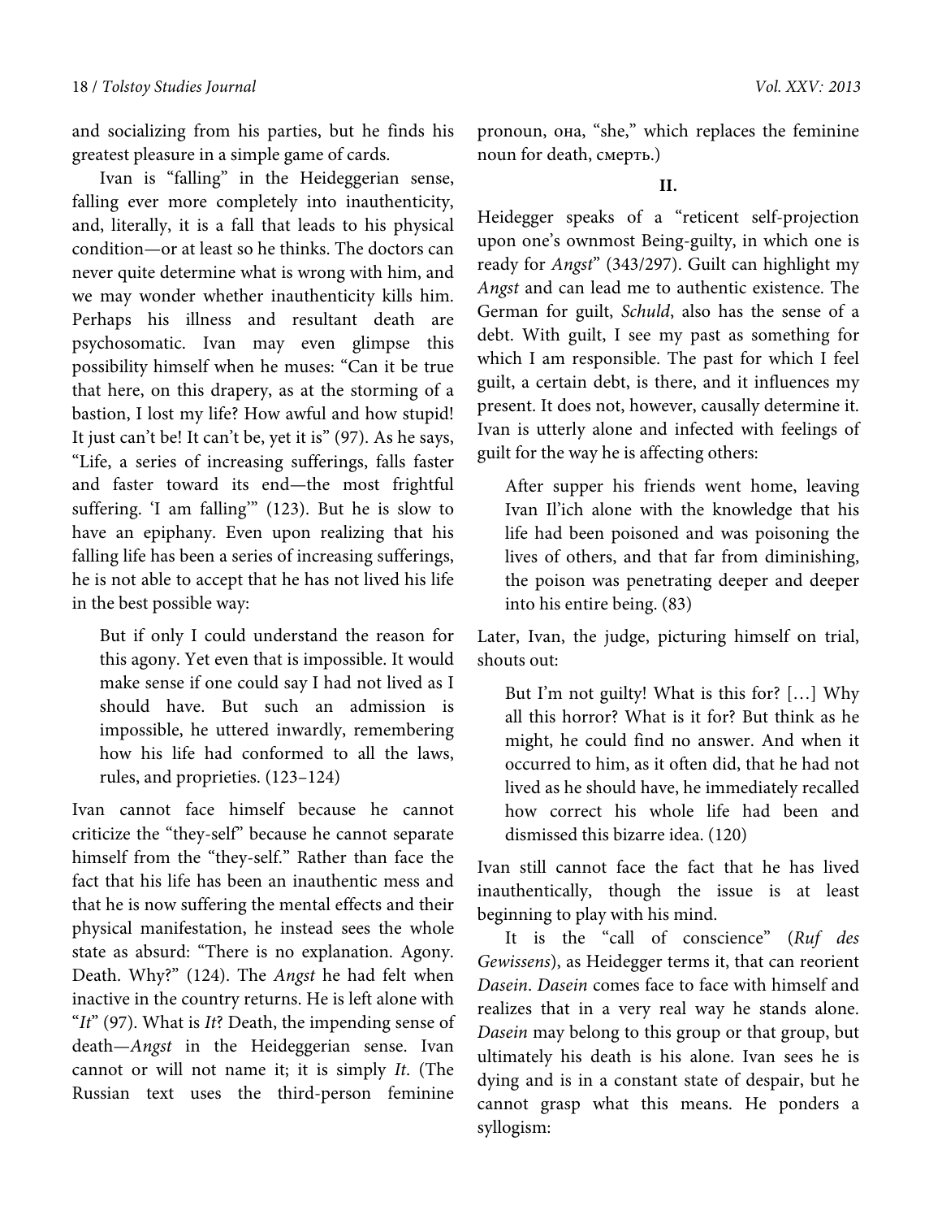and socializing from his parties, but he finds his greatest pleasure in a simple game of cards.

Ivan is "falling" in the Heideggerian sense, falling ever more completely into inauthenticity, and, literally, it is a fall that leads to his physical condition—or at least so he thinks. The doctors can never quite determine what is wrong with him, and we may wonder whether inauthenticity kills him. Perhaps his illness and resultant death are psychosomatic. Ivan may even glimpse this possibility himself when he muses: "Can it be true that here, on this drapery, as at the storming of a bastion, I lost my life? How awful and how stupid! It just can't be! It can't be, yet it is" (97). As he says, "Life, a series of increasing sufferings, falls faster and faster toward its end—the most frightful suffering. 'I am falling'" (123). But he is slow to have an epiphany. Even upon realizing that his falling life has been a series of increasing sufferings, he is not able to accept that he has not lived his life in the best possible way:

> But if only I could understand the reason for this agony. Yet even that is impossible. It would make sense if one could say I had not lived as I should have. But such an admission is impossible, he uttered inwardly, remembering how his life had conformed to all the laws, rules, and proprieties. (123–124)

Ivan cannot face himself because he cannot criticize the "they-self" because he cannot separate himself from the "they-self." Rather than face the fact that his life has been an inauthentic mess and that he is now suffering the mental effects and their physical manifestation, he instead sees the whole state as absurd: "There is no explanation. Agony. Death. Why?" (124). The *Angst* he had felt when inactive in the country returns. He is left alone with "*It*" (97). What is *It*? Death, the impending sense of death—*Angst* in the Heideggerian sense. Ivan cannot or will not name it; it is simply *It*. (The Russian text uses the third-person feminine pronoun, она, "she," which replaces the feminine noun for death, смерть.)

## II.

Heidegger speaks of a "reticent self-projection upon one's ownmost Being-guilty, in which one is ready for *Angst*" (343/297). Guilt can highlight my *Angst* and can lead me to authentic existence. The German for guilt, *Schuld*, also has the sense of a debt. With guilt, I see my past as something for which I am responsible. The past for which I feel guilt, a certain debt, is there, and it influences my present. It does not, however, causally determine it. Ivan is utterly alone and infected with feelings of guilt for the way he is affecting others:

> After supper his friends went home, leaving Ivan Il'ich alone with the knowledge that his life had been poisoned and was poisoning the lives of others, and that far from diminishing, the poison was penetrating deeper and deeper into his entire being. (83)

Later, Ivan, the judge, picturing himself on trial, shouts out:

> But I'm not guilty! What is this for? […] Why all this horror? What is it for? But think as he might, he could find no answer. And when it occurred to him, as it often did, that he had not lived as he should have, he immediately recalled how correct his whole life had been and dismissed this bizarre idea. (120)

Ivan still cannot face the fact that he has lived inauthentically, though the issue is at least beginning to play with his mind.

It is the "call of conscience" (*Ruf des Gewissens*), as Heidegger terms it, that can reorient *Dasein*. *Dasein* comes face to face with himself and realizes that in a very real way he stands alone. *Dasein* may belong to this group or that group, but ultimately his death is his alone. Ivan sees he is dying and is in a constant state of despair, but he cannot grasp what this means. He ponders a syllogism: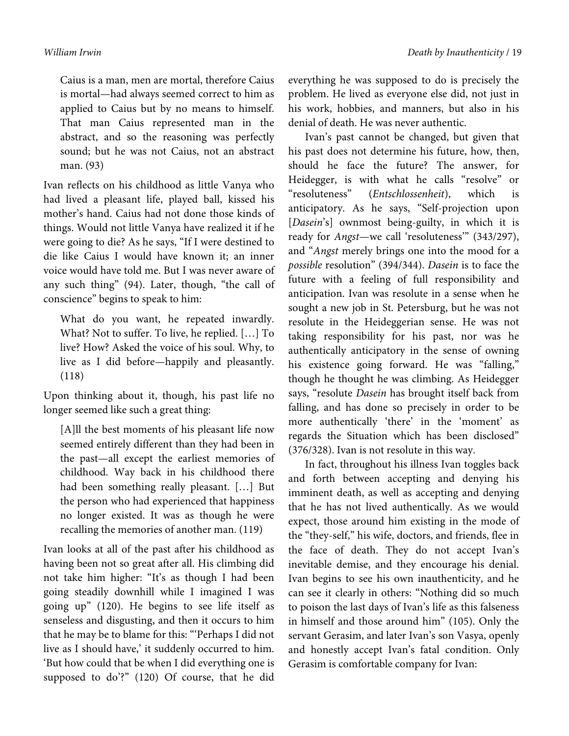> Caius is a man, men are mortal, therefore Caius is mortal—had always seemed correct to him as applied to Caius but by no means to himself. That man Caius represented man in the abstract, and so the reasoning was perfectly sound; but he was not Caius, not an abstract man. (93)

Ivan reflects on his childhood as little Vanya who had lived a pleasant life, played ball, kissed his mother's hand. Caius had not done those kinds of things. Would not little Vanya have realized it if he were going to die? As he says, "If I were destined to die like Caius I would have known it; an inner voice would have told me. But I was never aware of any such thing" (94). Later, though, "the call of conscience" begins to speak to him:

> What do you want, he repeated inwardly. What? Not to suffer. To live, he replied. […] To live? How? Asked the voice of his soul. Why, to live as I did before—happily and pleasantly. (118)

Upon thinking about it, though, his past life no longer seemed like such a great thing:

> [A]ll the best moments of his pleasant life now seemed entirely different than they had been in the past—all except the earliest memories of childhood. Way back in his childhood there had been something really pleasant. […] But the person who had experienced that happiness no longer existed. It was as though he were recalling the memories of another man. (119)

Ivan looks at all of the past after his childhood as having been not so great after all. His climbing did not take him higher: "It's as though I had been going steadily downhill while I imagined I was going up" (120). He begins to see life itself as senseless and disgusting, and then it occurs to him that he may be to blame for this: "'Perhaps I did not live as I should have,' it suddenly occurred to him. 'But how could that be when I did everything one is supposed to do'?" (120) Of course, that he did everything he was supposed to do is precisely the problem. He lived as everyone else did, not just in his work, hobbies, and manners, but also in his denial of death. He was never authentic.

Ivan's past cannot be changed, but given that his past does not determine his future, how, then, should he face the future? The answer, for Heidegger, is with what he calls "resolve" or "resoluteness" (*Entschlossenheit*), which is anticipatory. As he says, "Self-projection upon [*Dasein*'s] ownmost being-guilty, in which it is ready for *Angst*—we call 'resoluteness'" (343/297), and "*Angst* merely brings one into the mood for a *possible* resolution" (394/344). *Dasein* is to face the future with a feeling of full responsibility and anticipation. Ivan was resolute in a sense when he sought a new job in St. Petersburg, but he was not resolute in the Heideggerian sense. He was not taking responsibility for his past, nor was he authentically anticipatory in the sense of owning his existence going forward. He was "falling," though he thought he was climbing. As Heidegger says, "resolute *Dasein* has brought itself back from falling, and has done so precisely in order to be more authentically 'there' in the 'moment' as regards the Situation which has been disclosed" (376/328). Ivan is not resolute in this way.

In fact, throughout his illness Ivan toggles back and forth between accepting and denying his imminent death, as well as accepting and denying that he has not lived authentically. As we would expect, those around him existing in the mode of the "they-self," his wife, doctors, and friends, flee in the face of death. They do not accept Ivan's inevitable demise, and they encourage his denial. Ivan begins to see his own inauthenticity, and he can see it clearly in others: "Nothing did so much to poison the last days of Ivan's life as this falseness in himself and those around him" (105). Only the servant Gerasim, and later Ivan's son Vasya, openly and honestly accept Ivan's fatal condition. Only Gerasim is comfortable company for Ivan: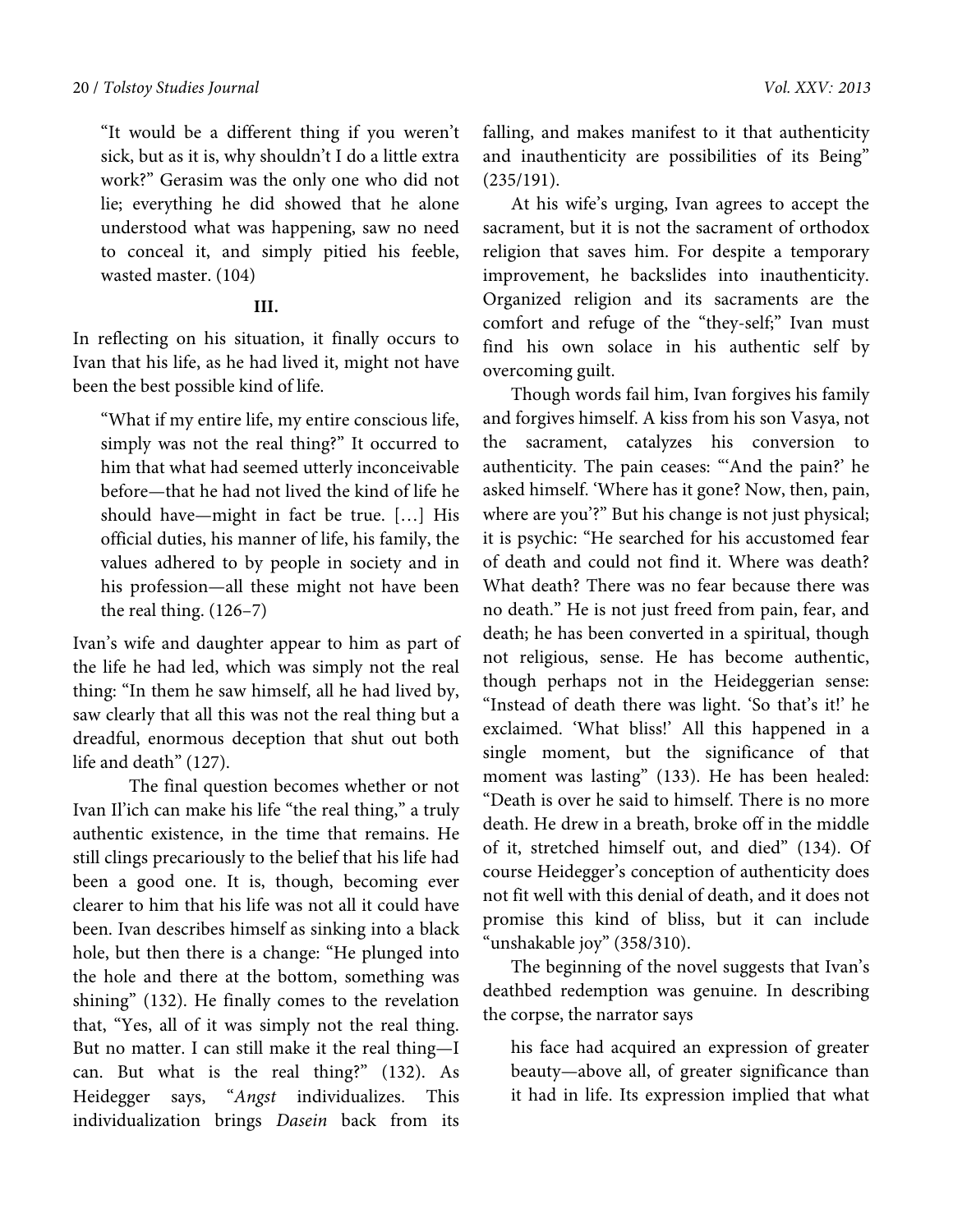"It would be a different thing if you weren't sick, but as it is, why shouldn't I do a little extra work?" Gerasim was the only one who did not lie; everything he did showed that he alone understood what was happening, saw no need to conceal it, and simply pitied his feeble, wasted master. (104)

### III.

In reflecting on his situation, it finally occurs to Ivan that his life, as he had lived it, might not have been the best possible kind of life.

> "What if my entire life, my entire conscious life, simply was not the real thing?" It occurred to him that what had seemed utterly inconceivable before—that he had not lived the kind of life he should have—might in fact be true. […] His official duties, his manner of life, his family, the values adhered to by people in society and in his profession—all these might not have been the real thing. (126–7)

Ivan's wife and daughter appear to him as part of the life he had led, which was simply not the real thing: "In them he saw himself, all he had lived by, saw clearly that all this was not the real thing but a dreadful, enormous deception that shut out both life and death" (127).

The final question becomes whether or not Ivan Il'ich can make his life "the real thing," a truly authentic existence, in the time that remains. He still clings precariously to the belief that his life had been a good one. It is, though, becoming ever clearer to him that his life was not all it could have been. Ivan describes himself as sinking into a black hole, but then there is a change: "He plunged into the hole and there at the bottom, something was shining" (132). He finally comes to the revelation that, "Yes, all of it was simply not the real thing. But no matter. I can still make it the real thing—I can. But what is the real thing?" (132). As Heidegger says, "*Angst* individualizes. This individualization brings *Dasein* back from its falling, and makes manifest to it that authenticity and inauthenticity are possibilities of its Being" (235/191).

At his wife's urging, Ivan agrees to accept the sacrament, but it is not the sacrament of orthodox religion that saves him. For despite a temporary improvement, he backslides into inauthenticity. Organized religion and its sacraments are the comfort and refuge of the "they-self;" Ivan must find his own solace in his authentic self by overcoming guilt.

Though words fail him, Ivan forgives his family and forgives himself. A kiss from his son Vasya, not the sacrament, catalyzes his conversion to authenticity. The pain ceases: "'And the pain?' he asked himself. 'Where has it gone? Now, then, pain, where are you'?" But his change is not just physical; it is psychic: "He searched for his accustomed fear of death and could not find it. Where was death? What death? There was no fear because there was no death." He is not just freed from pain, fear, and death; he has been converted in a spiritual, though not religious, sense. He has become authentic, though perhaps not in the Heideggerian sense: "Instead of death there was light. 'So that's it!' he exclaimed. 'What bliss!' All this happened in a single moment, but the significance of that moment was lasting" (133). He has been healed: "Death is over he said to himself. There is no more death. He drew in a breath, broke off in the middle of it, stretched himself out, and died" (134). Of course Heidegger's conception of authenticity does not fit well with this denial of death, and it does not promise this kind of bliss, but it can include "unshakable joy" (358/310).

The beginning of the novel suggests that Ivan's deathbed redemption was genuine. In describing the corpse, the narrator says

> his face had acquired an expression of greater beauty—above all, of greater significance than it had in life. Its expression implied that what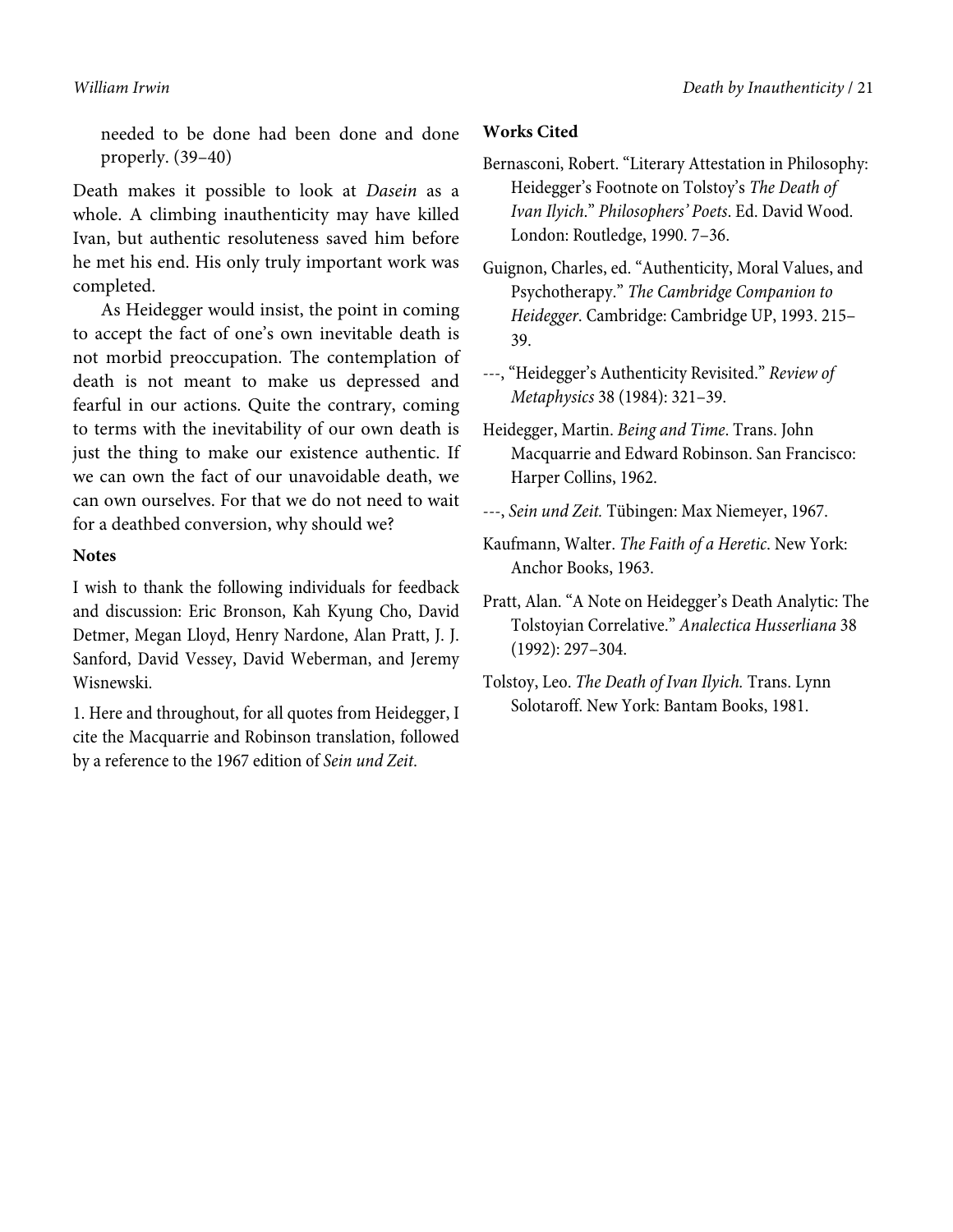needed to be done had been done and done properly. (39–40)

Death makes it possible to look at *Dasein* as a whole. A climbing inauthenticity may have killed Ivan, but authentic resoluteness saved him before he met his end. His only truly important work was completed.

As Heidegger would insist, the point in coming to accept the fact of one's own inevitable death is not morbid preoccupation. The contemplation of death is not meant to make us depressed and fearful in our actions. Quite the contrary, coming to terms with the inevitability of our own death is just the thing to make our existence authentic. If we can own the fact of our unavoidable death, we can own ourselves. For that we do not need to wait for a deathbed conversion, why should we?

**Notes**

I wish to thank the following individuals for feedback and discussion: Eric Bronson, Kah Kyung Cho, David Detmer, Megan Lloyd, Henry Nardone, Alan Pratt, J. J. Sanford, David Vessey, David Weberman, and Jeremy Wisnewski.

1. Here and throughout, for all quotes from Heidegger, I cite the Macquarrie and Robinson translation, followed by a reference to the 1967 edition of *Sein und Zeit*.

**Works Cited**

Bernasconi, Robert. "Literary Attestation in Philosophy: Heidegger's Footnote on Tolstoy's *The Death of Ivan Ilyich*." *Philosophers' Poets*. Ed. David Wood. London: Routledge, 1990. 7–36.

Guignon, Charles, ed. "Authenticity, Moral Values, and Psychotherapy." *The Cambridge Companion to Heidegger*. Cambridge: Cambridge UP, 1993. 215–39.

---, "Heidegger's Authenticity Revisited." *Review of Metaphysics* 38 (1984): 321–39.

Heidegger, Martin. *Being and Time*. Trans. John Macquarrie and Edward Robinson. San Francisco: Harper Collins, 1962.

---, *Sein und Zeit.* Tübingen: Max Niemeyer, 1967.

Kaufmann, Walter. *The Faith of a Heretic*. New York: Anchor Books, 1963.

Pratt, Alan. "A Note on Heidegger's Death Analytic: The Tolstoyian Correlative." *Analectica Husserliana* 38 (1992): 297–304.

Tolstoy, Leo. *The Death of Ivan Ilyich.* Trans. Lynn Solotaroff. New York: Bantam Books, 1981.